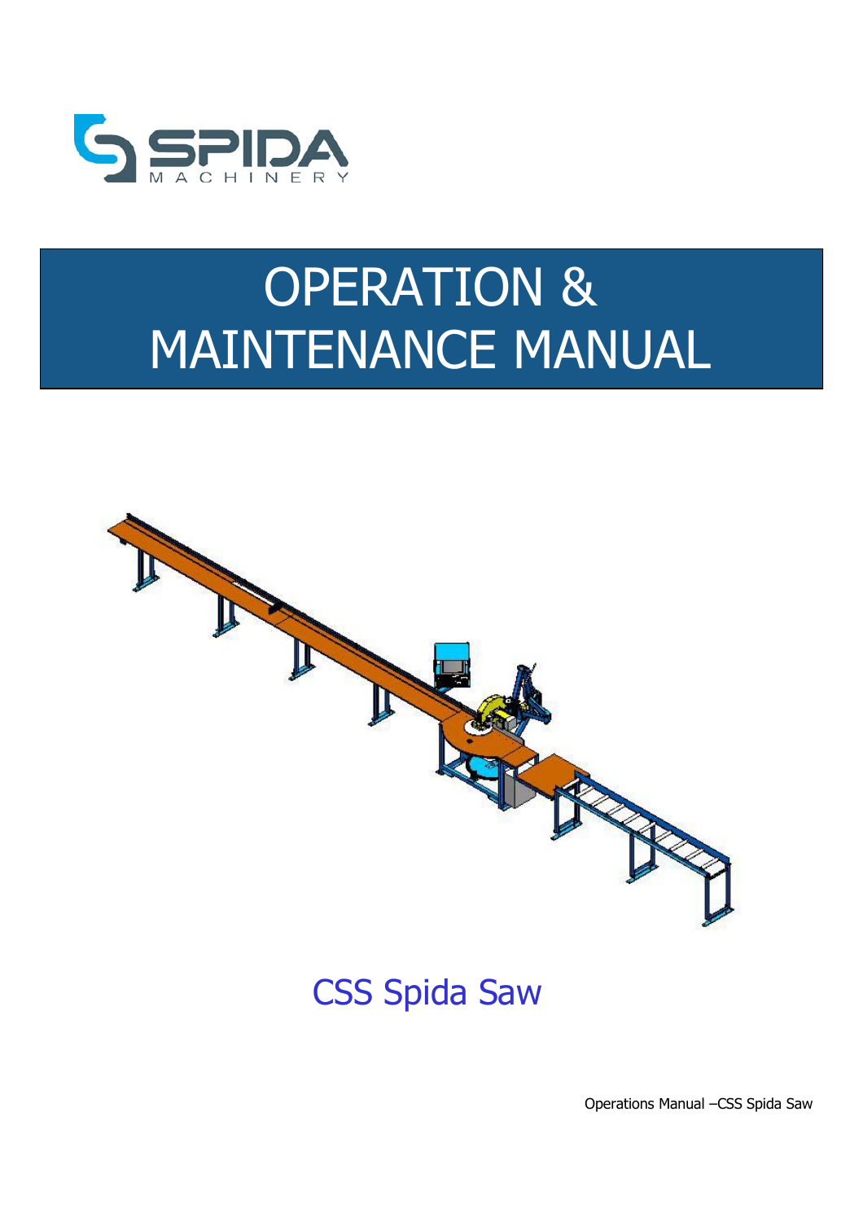SPIDA
MACHINERY

# OPERATION & MAINTENANCE MANUAL

## CSS Spida Saw

Operations Manual –CSS Spida Saw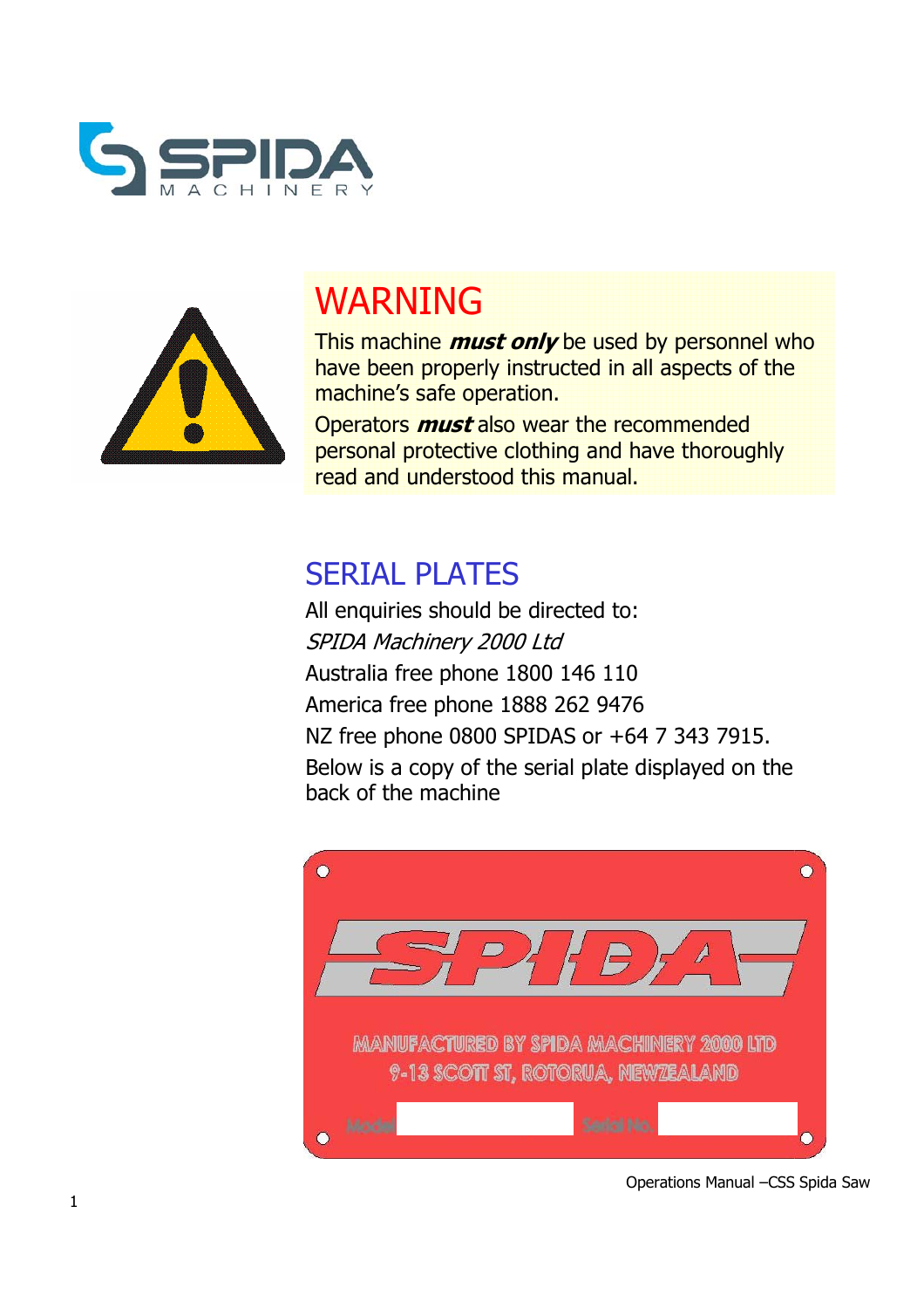# WARNING

This machine ***must only*** be used by personnel who have been properly instructed in all aspects of the machine's safe operation.

Operators ***must*** also wear the recommended personal protective clothing and have thoroughly read and understood this manual.

# SERIAL PLATES

All enquiries should be directed to:

*SPIDA Machinery 2000 Ltd*

Australia free phone 1800 146 110

America free phone 1888 262 9476

NZ free phone 0800 SPIDAS or +64 7 343 7915.

Below is a copy of the serial plate displayed on the back of the machine

SPIDA

MANUFACTURED BY SPIDA MACHINERY 2000 LTD
9-13 SCOTT ST, ROTORUA, NEWZEALAND

Model | Serial No.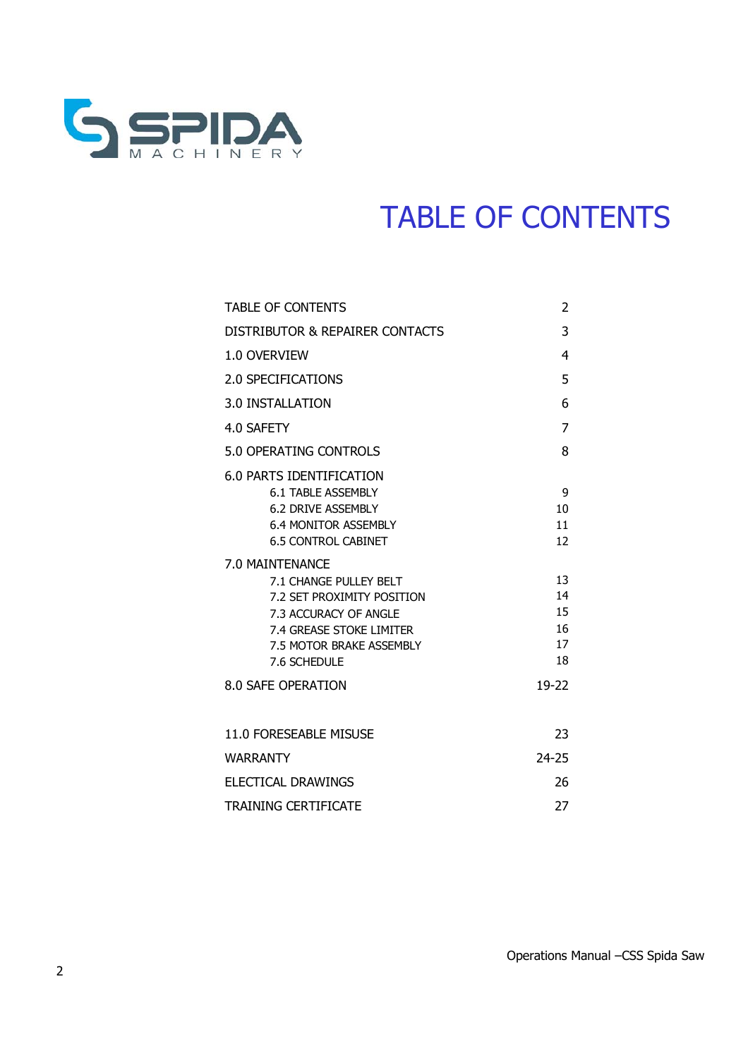# TABLE OF CONTENTS

| | |
|---|---|
| TABLE OF CONTENTS | 2 |
| DISTRIBUTOR & REPAIRER CONTACTS | 3 |
| 1.0 OVERVIEW | 4 |
| 2.0 SPECIFICATIONS | 5 |
| 3.0 INSTALLATION | 6 |
| 4.0 SAFETY | 7 |
| 5.0 OPERATING CONTROLS | 8 |
| 6.0 PARTS IDENTIFICATION | |
| 6.1 TABLE ASSEMBLY | 9 |
| 6.2 DRIVE ASSEMBLY | 10 |
| 6.4 MONITOR ASSEMBLY | 11 |
| 6.5 CONTROL CABINET | 12 |
| 7.0 MAINTENANCE | |
| 7.1 CHANGE PULLEY BELT | 13 |
| 7.2 SET PROXIMITY POSITION | 14 |
| 7.3 ACCURACY OF ANGLE | 15 |
| 7.4 GREASE STOKE LIMITER | 16 |
| 7.5 MOTOR BRAKE ASSEMBLY | 17 |
| 7.6 SCHEDULE | 18 |
| 8.0 SAFE OPERATION | 19-22 |
| 11.0 FORESEABLE MISUSE | 23 |
| WARRANTY | 24-25 |
| ELECTICAL DRAWINGS | 26 |
| TRAINING CERTIFICATE | 27 |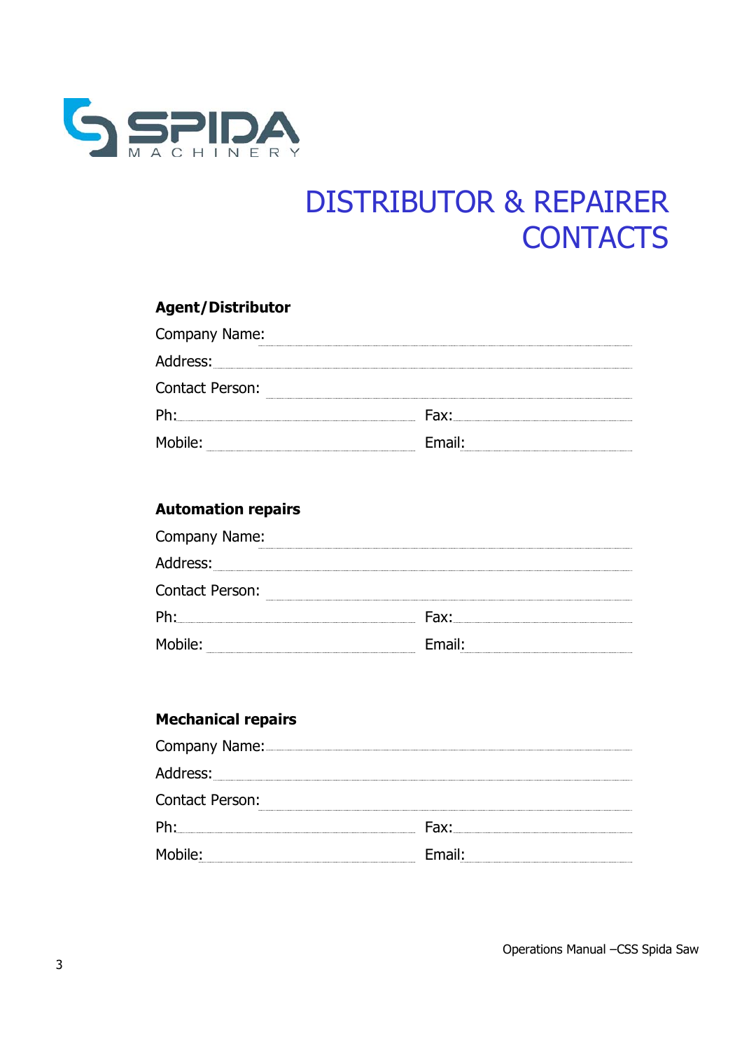SPIDA MACHINERY

# DISTRIBUTOR & REPAIRER CONTACTS

**Agent/Distributor**

Company Name: ..................................................................................................

Address: ..................................................................................................

Contact Person: ..................................................................................................

Ph: .................................................... Fax: ....................................................

Mobile: .................................................... Email: ....................................................

**Automation repairs**

Company Name: ..................................................................................................

Address: ..................................................................................................

Contact Person: ..................................................................................................

Ph: .................................................... Fax: ....................................................

Mobile: .................................................... Email: ....................................................

**Mechanical repairs**

Company Name: ..................................................................................................

Address: ..................................................................................................

Contact Person: ..................................................................................................

Ph: .................................................... Fax: ....................................................

Mobile: .................................................... Email: ....................................................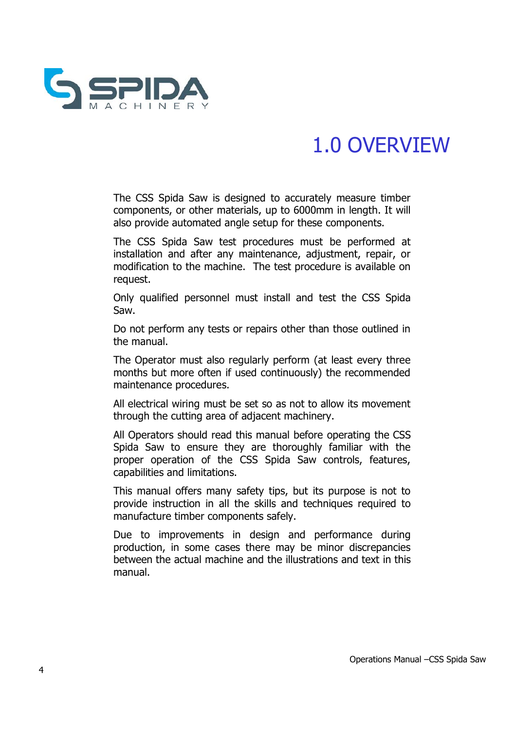# 1.0 OVERVIEW

The CSS Spida Saw is designed to accurately measure timber components, or other materials, up to 6000mm in length. It will also provide automated angle setup for these components.

The CSS Spida Saw test procedures must be performed at installation and after any maintenance, adjustment, repair, or modification to the machine. The test procedure is available on request.

Only qualified personnel must install and test the CSS Spida Saw.

Do not perform any tests or repairs other than those outlined in the manual.

The Operator must also regularly perform (at least every three months but more often if used continuously) the recommended maintenance procedures.

All electrical wiring must be set so as not to allow its movement through the cutting area of adjacent machinery.

All Operators should read this manual before operating the CSS Spida Saw to ensure they are thoroughly familiar with the proper operation of the CSS Spida Saw controls, features, capabilities and limitations.

This manual offers many safety tips, but its purpose is not to provide instruction in all the skills and techniques required to manufacture timber components safely.

Due to improvements in design and performance during production, in some cases there may be minor discrepancies between the actual machine and the illustrations and text in this manual.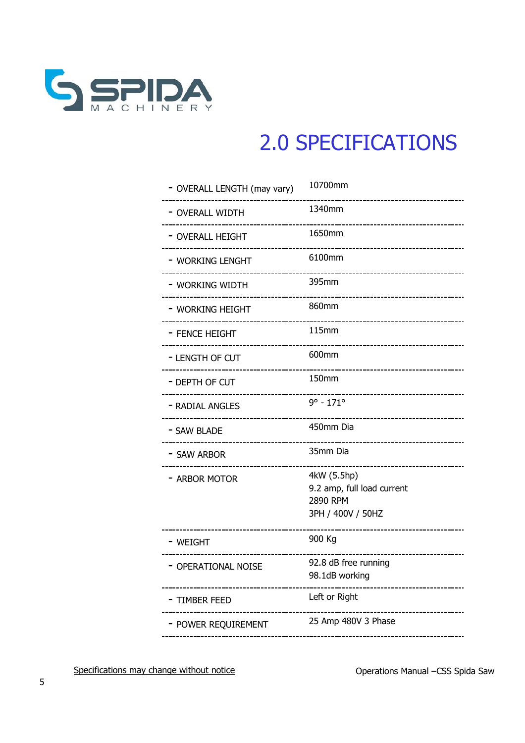# 2.0 SPECIFICATIONS

| | |
|---|---|
| - OVERALL LENGTH (may vary) | 10700mm |
| - OVERALL WIDTH | 1340mm |
| - OVERALL HEIGHT | 1650mm |
| - WORKING LENGHT | 6100mm |
| - WORKING WIDTH | 395mm |
| - WORKING HEIGHT | 860mm |
| - FENCE HEIGHT | 115mm |
| - LENGTH OF CUT | 600mm |
| - DEPTH OF CUT | 150mm |
| - RADIAL ANGLES | 9° - 171° |
| - SAW BLADE | 450mm Dia |
| - SAW ARBOR | 35mm Dia |
| - ARBOR MOTOR | 4kW (5.5hp)<br>9.2 amp, full load current<br>2890 RPM<br>3PH / 400V / 50HZ |
| - WEIGHT | 900 Kg |
| - OPERATIONAL NOISE | 92.8 dB free running<br>98.1dB working |
| - TIMBER FEED | Left or Right |
| - POWER REQUIREMENT | 25 Amp 480V 3 Phase |

Specifications may change without notice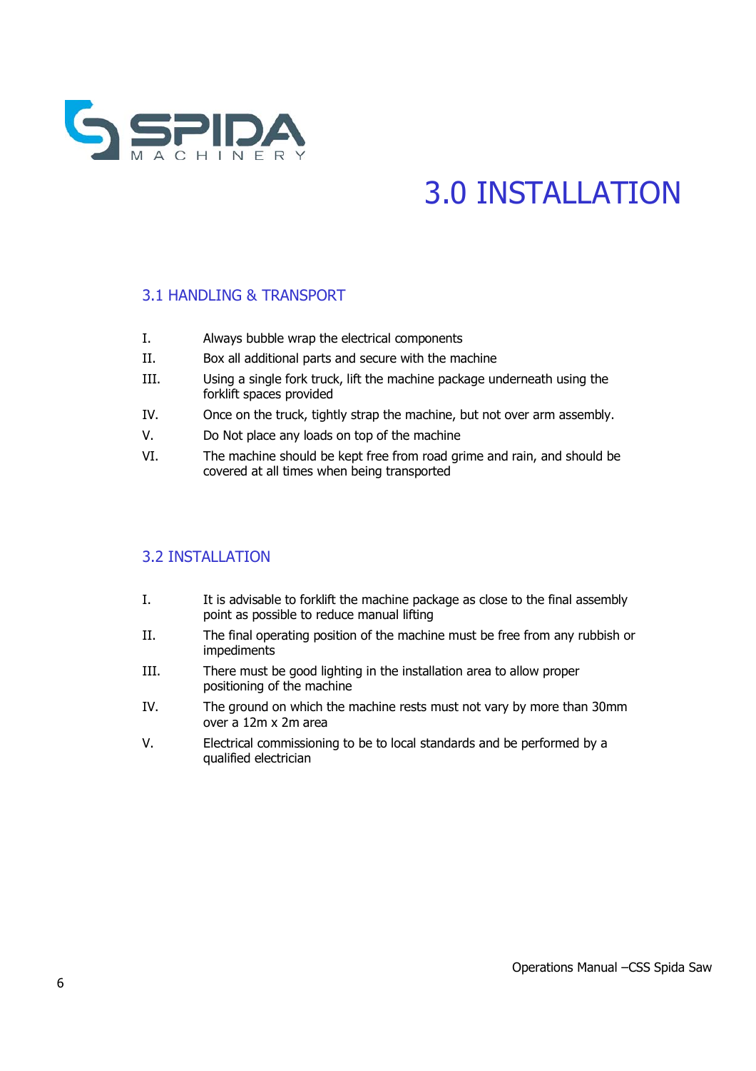# 3.0 INSTALLATION

## 3.1 HANDLING & TRANSPORT

I. Always bubble wrap the electrical components

II. Box all additional parts and secure with the machine

III. Using a single fork truck, lift the machine package underneath using the forklift spaces provided

IV. Once on the truck, tightly strap the machine, but not over arm assembly.

V. Do Not place any loads on top of the machine

VI. The machine should be kept free from road grime and rain, and should be covered at all times when being transported

## 3.2 INSTALLATION

I. It is advisable to forklift the machine package as close to the final assembly point as possible to reduce manual lifting

II. The final operating position of the machine must be free from any rubbish or impediments

III. There must be good lighting in the installation area to allow proper positioning of the machine

IV. The ground on which the machine rests must not vary by more than 30mm over a 12m x 2m area

V. Electrical commissioning to be to local standards and be performed by a qualified electrician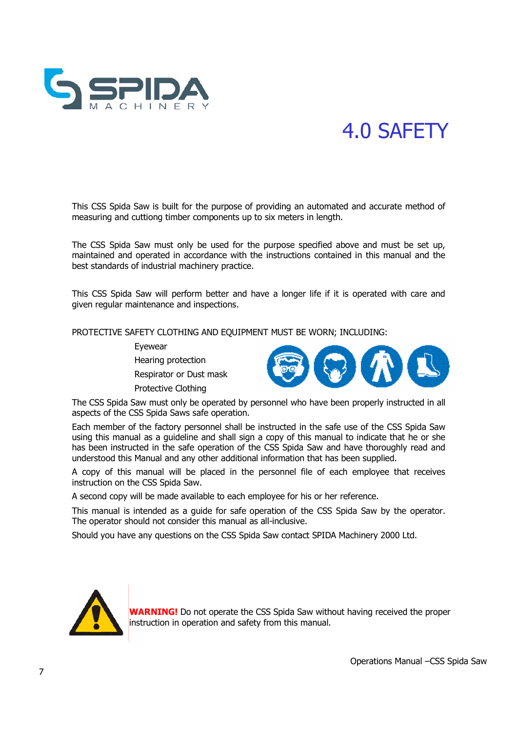# 4.0 SAFETY

This CSS Spida Saw is built for the purpose of providing an automated and accurate method of measuring and cuttiong timber components up to six meters in length.

The CSS Spida Saw must only be used for the purpose specified above and must be set up, maintained and operated in accordance with the instructions contained in this manual and the best standards of industrial machinery practice.

This CSS Spida Saw will perform better and have a longer life if it is operated with care and given regular maintenance and inspections.

PROTECTIVE SAFETY CLOTHING AND EQUIPMENT MUST BE WORN; INCLUDING:

- Eyewear
- Hearing protection
- Respirator or Dust mask
- Protective Clothing

The CSS Spida Saw must only be operated by personnel who have been properly instructed in all aspects of the CSS Spida Saws safe operation.

Each member of the factory personnel shall be instructed in the safe use of the CSS Spida Saw using this manual as a guideline and shall sign a copy of this manual to indicate that he or she has been instructed in the safe operation of the CSS Spida Saw and have thoroughly read and understood this Manual and any other additional information that has been supplied.

A copy of this manual will be placed in the personnel file of each employee that receives instruction on the CSS Spida Saw.

A second copy will be made available to each employee for his or her reference.

This manual is intended as a guide for safe operation of the CSS Spida Saw by the operator. The operator should not consider this manual as all-inclusive.

Should you have any questions on the CSS Spida Saw contact SPIDA Machinery 2000 Ltd.

**WARNING!** Do not operate the CSS Spida Saw without having received the proper instruction in operation and safety from this manual.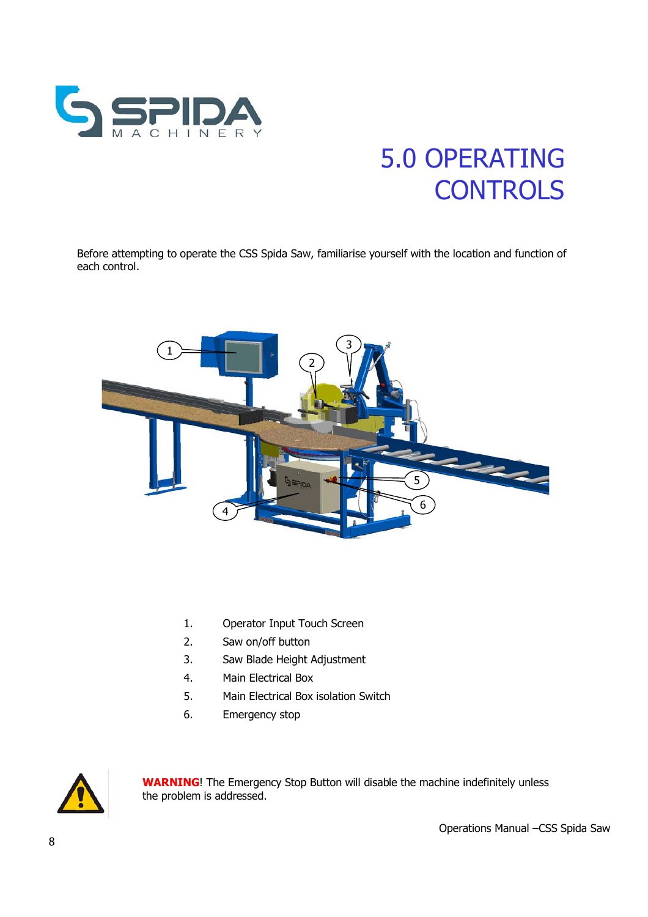# 5.0 OPERATING CONTROLS

Before attempting to operate the CSS Spida Saw, familiarise yourself with the location and function of each control.

1. Operator Input Touch Screen
2. Saw on/off button
3. Saw Blade Height Adjustment
4. Main Electrical Box
5. Main Electrical Box isolation Switch
6. Emergency stop

**WARNING**! The Emergency Stop Button will disable the machine indefinitely unless the problem is addressed.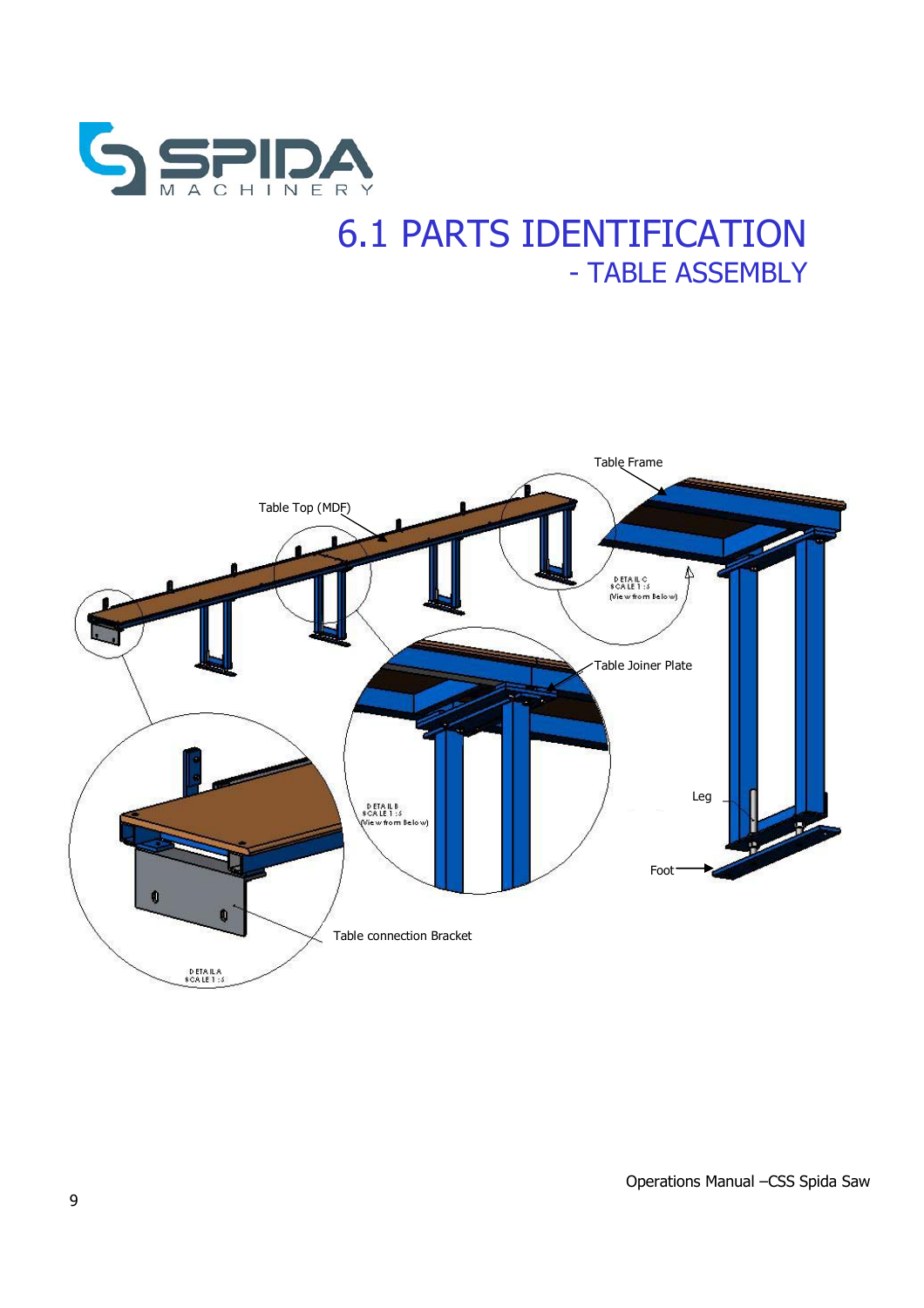# 6.1 PARTS IDENTIFICATION

## - TABLE ASSEMBLY

Table Frame

Table Top (MDF)

DETAIL C
SCALE 1 : 5
(View from Below)

Table Joiner Plate

DETAIL B
SCALE 1 : 5
(View from Below)

Leg

Foot

Table connection Bracket

DETAIL A
SCALE 1 : 5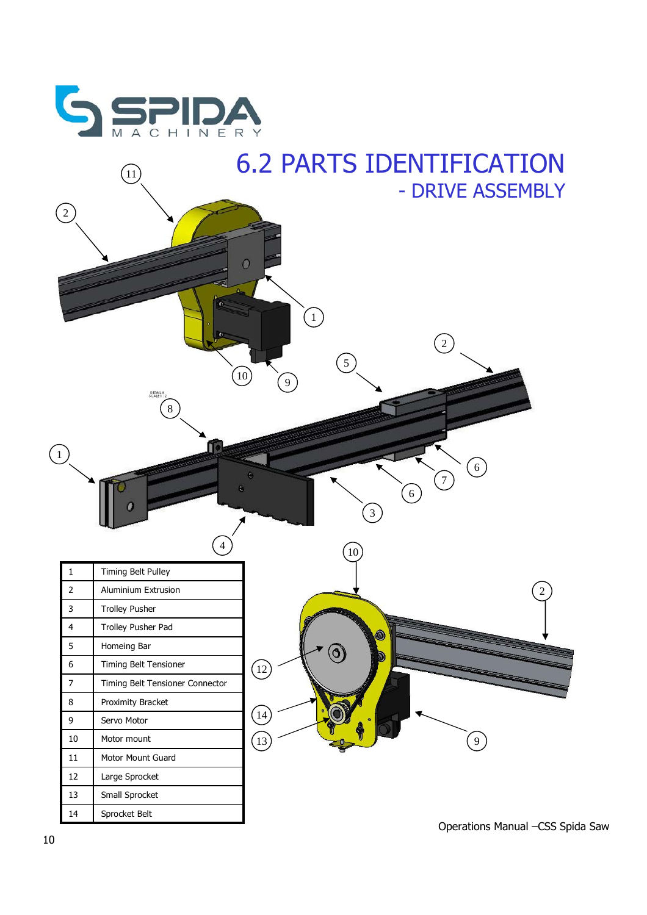# 6.2 PARTS IDENTIFICATION

## - DRIVE ASSEMBLY

| | |
|---|---|
| 1 | Timing Belt Pulley |
| 2 | Aluminium Extrusion |
| 3 | Trolley Pusher |
| 4 | Trolley Pusher Pad |
| 5 | Homeing Bar |
| 6 | Timing Belt Tensioner |
| 7 | Timing Belt Tensioner Connector |
| 8 | Proximity Bracket |
| 9 | Servo Motor |
| 10 | Motor mount |
| 11 | Motor Mount Guard |
| 12 | Large Sprocket |
| 13 | Small Sprocket |
| 14 | Sprocket Belt |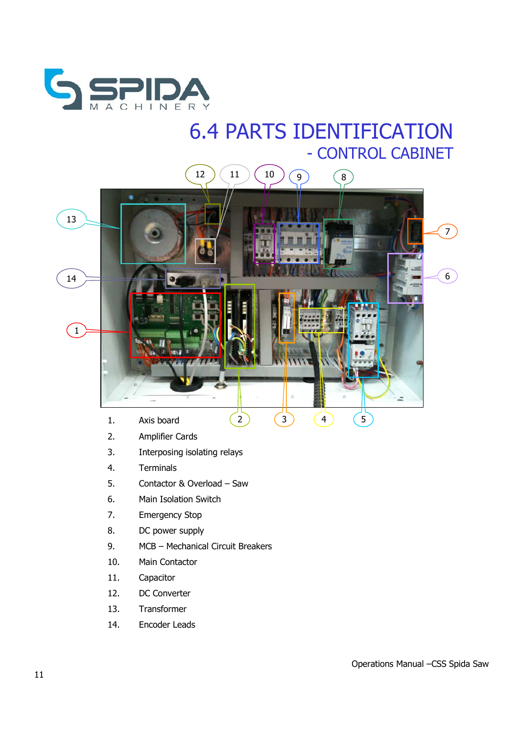# 6.4 PARTS IDENTIFICATION

## - CONTROL CABINET

1. Axis board
2. Amplifier Cards
3. Interposing isolating relays
4. Terminals
5. Contactor & Overload – Saw
6. Main Isolation Switch
7. Emergency Stop
8. DC power supply
9. MCB – Mechanical Circuit Breakers
10. Main Contactor
11. Capacitor
12. DC Converter
13. Transformer
14. Encoder Leads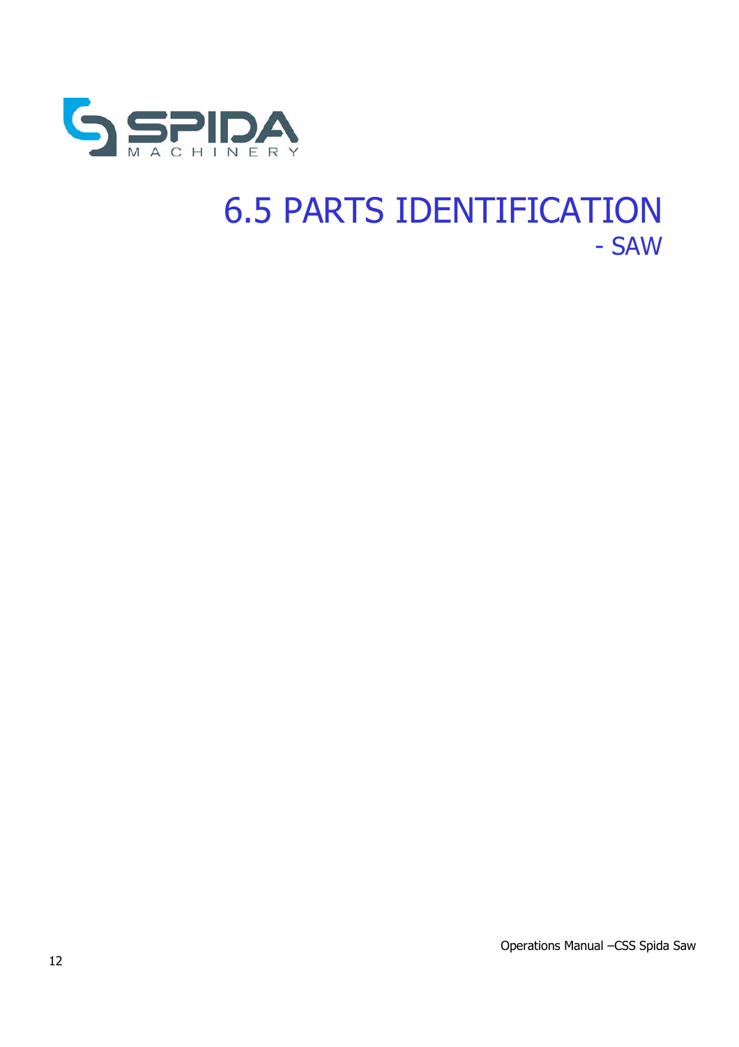# 6.5 PARTS IDENTIFICATION

## - SAW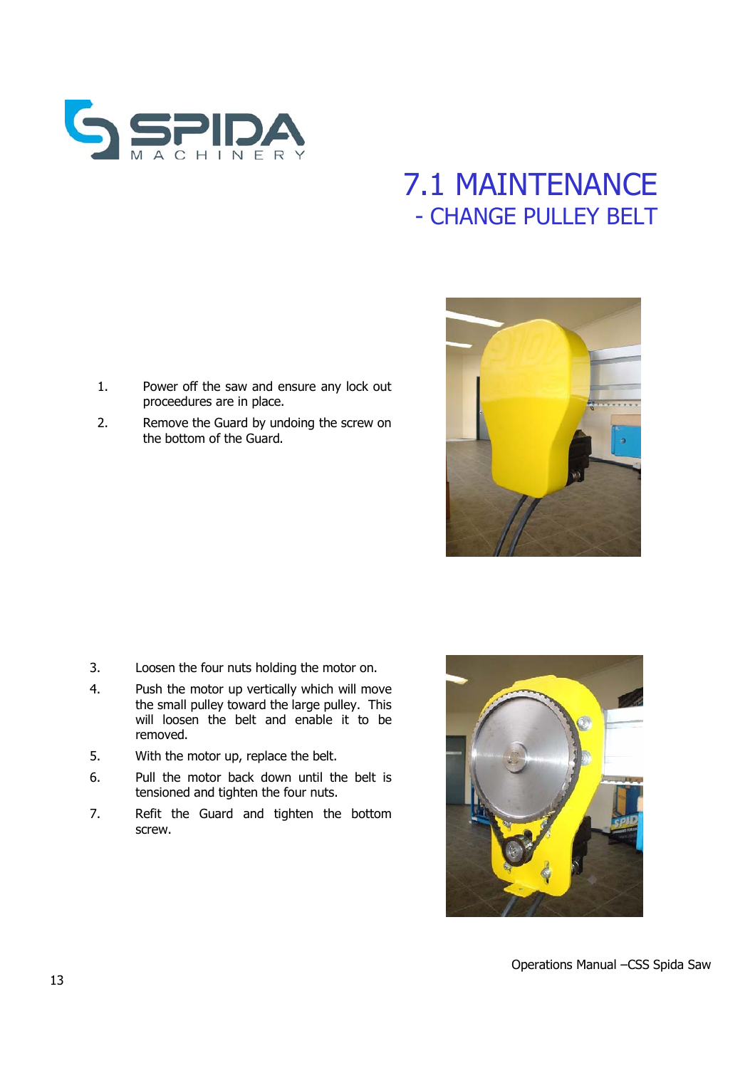# 7.1 MAINTENANCE
## - CHANGE PULLEY BELT

1. Power off the saw and ensure any lock out proceedures are in place.
2. Remove the Guard by undoing the screw on the bottom of the Guard.
3. Loosen the four nuts holding the motor on.
4. Push the motor up vertically which will move the small pulley toward the large pulley. This will loosen the belt and enable it to be removed.
5. With the motor up, replace the belt.
6. Pull the motor back down until the belt is tensioned and tighten the four nuts.
7. Refit the Guard and tighten the bottom screw.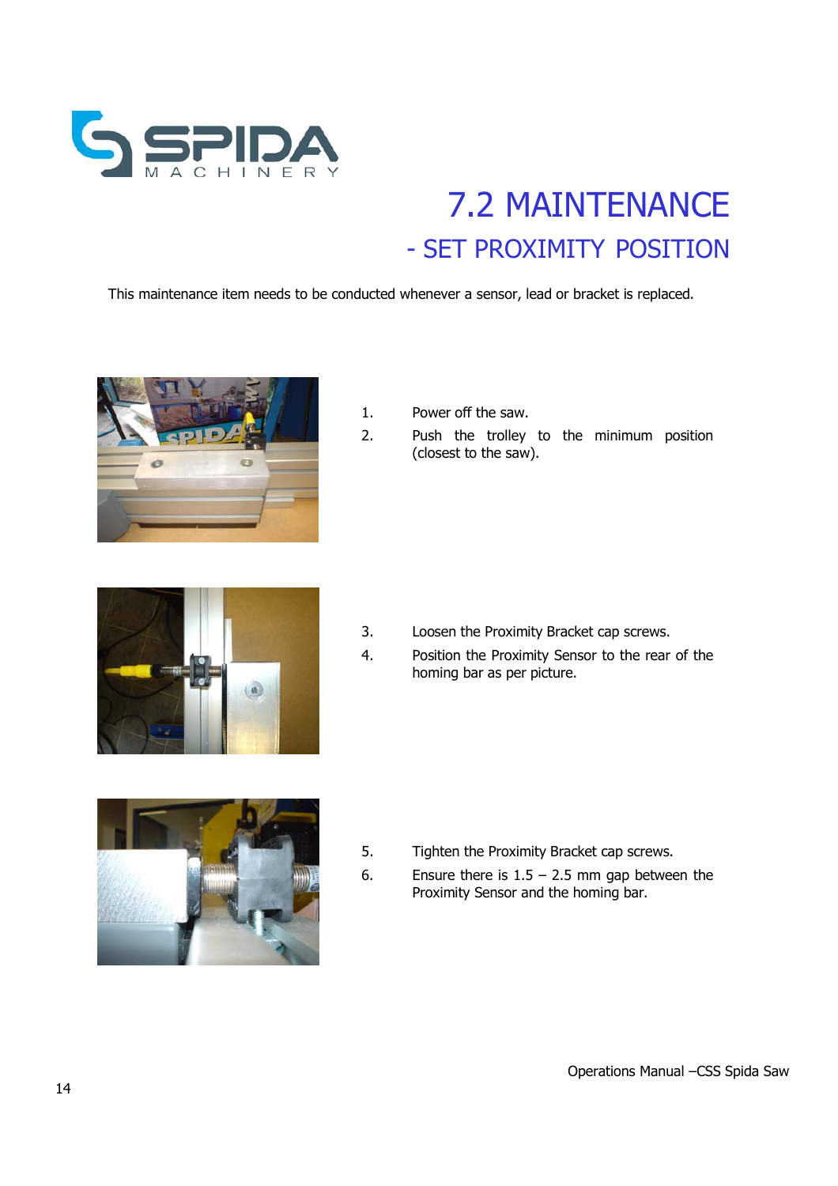# 7.2 MAINTENANCE

## - SET PROXIMITY POSITION

This maintenance item needs to be conducted whenever a sensor, lead or bracket is replaced.

1. Power off the saw.
2. Push the trolley to the minimum position (closest to the saw).

3. Loosen the Proximity Bracket cap screws.
4. Position the Proximity Sensor to the rear of the homing bar as per picture.

5. Tighten the Proximity Bracket cap screws.
6. Ensure there is 1.5 – 2.5 mm gap between the Proximity Sensor and the homing bar.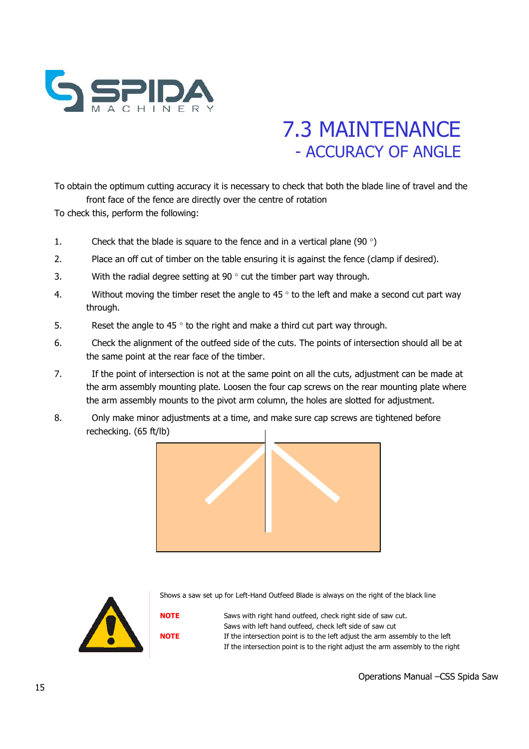# 7.3 MAINTENANCE
## - ACCURACY OF ANGLE

To obtain the optimum cutting accuracy it is necessary to check that both the blade line of travel and the front face of the fence are directly over the centre of rotation

To check this, perform the following:

1. Check that the blade is square to the fence and in a vertical plane (90 °)
2. Place an off cut of timber on the table ensuring it is against the fence (clamp if desired).
3. With the radial degree setting at 90 ° cut the timber part way through.
4. Without moving the timber reset the angle to 45 ° to the left and make a second cut part way through.
5. Reset the angle to 45 ° to the right and make a third cut part way through.
6. Check the alignment of the outfeed side of the cuts. The points of intersection should all be at the same point at the rear face of the timber.
7. If the point of intersection is not at the same point on all the cuts, adjustment can be made at the arm assembly mounting plate. Loosen the four cap screws on the rear mounting plate where the arm assembly mounts to the pivot arm column, the holes are slotted for adjustment.
8. Only make minor adjustments at a time, and make sure cap screws are tightened before rechecking. (65 ft/lb)

Shows a saw set up for Left-Hand Outfeed Blade is always on the right of the black line

**NOTE** Saws with right hand outfeed, check right side of saw cut.
Saws with left hand outfeed, check left side of saw cut

**NOTE** If the intersection point is to the left adjust the arm assembly to the left
If the intersection point is to the right adjust the arm assembly to the right

Operations Manual –CSS Spida Saw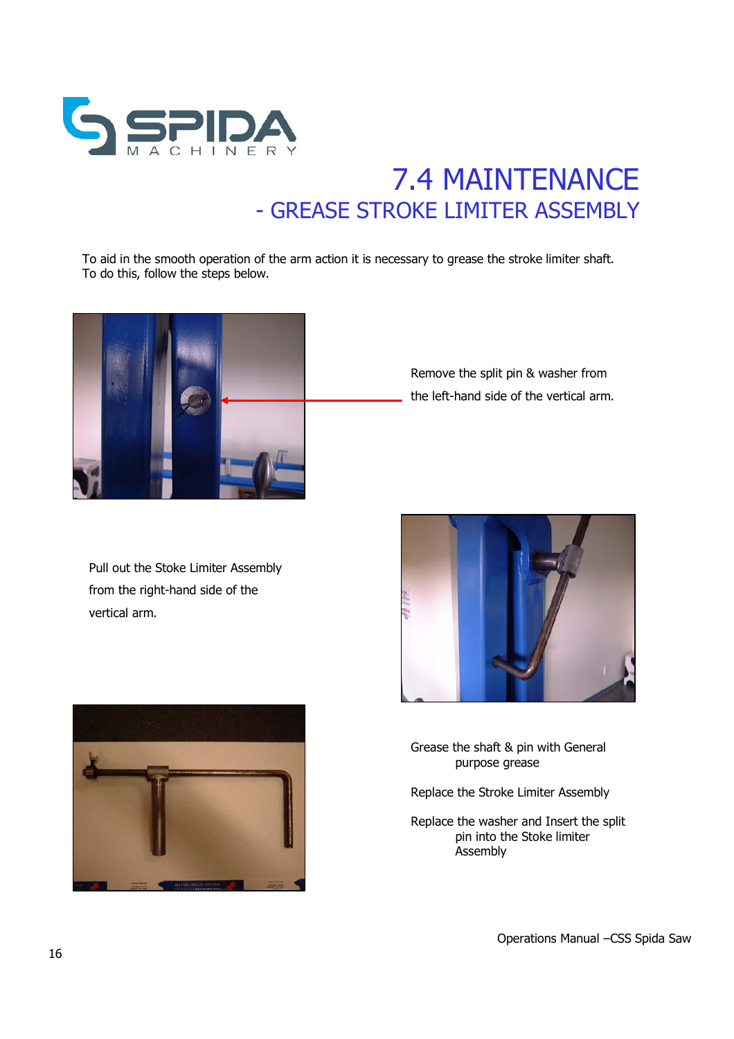# 7.4 MAINTENANCE

## - GREASE STROKE LIMITER ASSEMBLY

To aid in the smooth operation of the arm action it is necessary to grease the stroke limiter shaft. To do this, follow the steps below.

Remove the split pin & washer from the left-hand side of the vertical arm.

Pull out the Stoke Limiter Assembly from the right-hand side of the vertical arm.

Grease the shaft & pin with General purpose grease

Replace the Stroke Limiter Assembly

Replace the washer and Insert the split pin into the Stoke limiter Assembly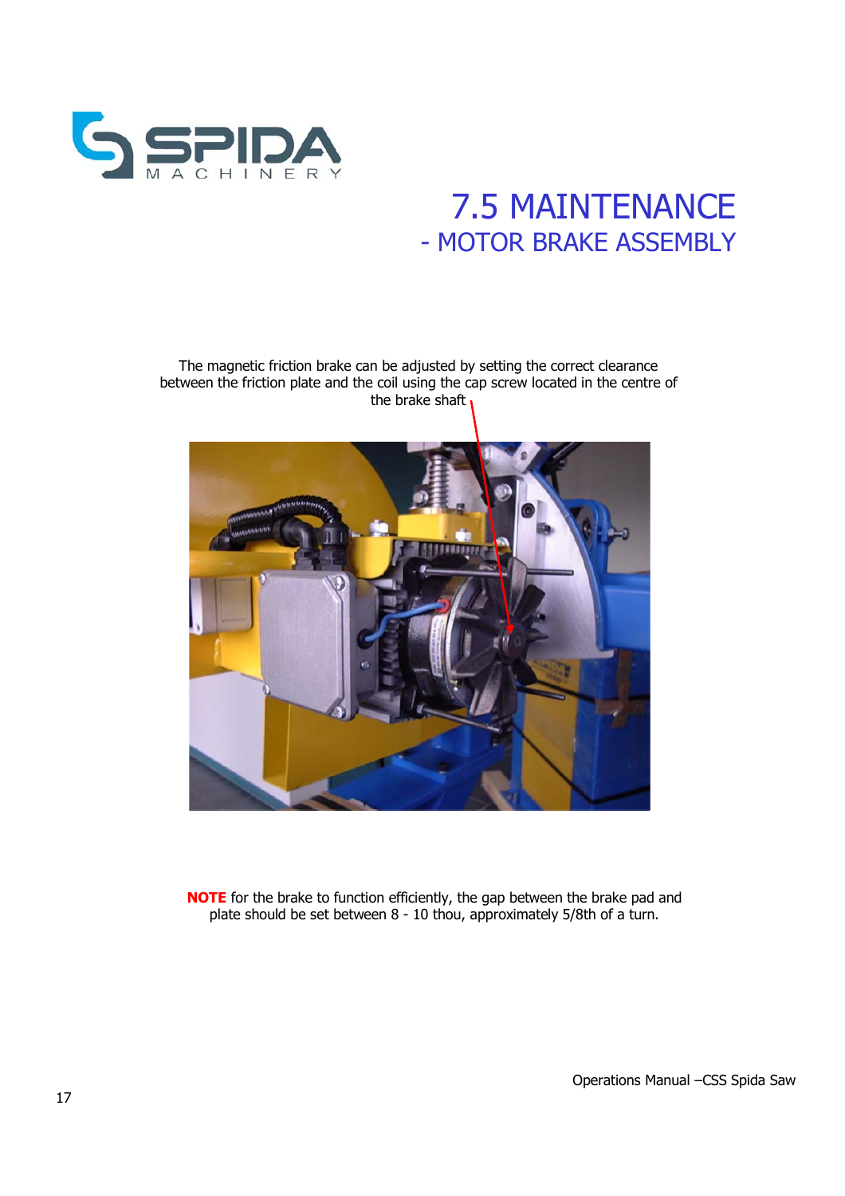# 7.5 MAINTENANCE

## - MOTOR BRAKE ASSEMBLY

The magnetic friction brake can be adjusted by setting the correct clearance between the friction plate and the coil using the cap screw located in the centre of the brake shaft

**NOTE** for the brake to function efficiently, the gap between the brake pad and plate should be set between 8 - 10 thou, approximately 5/8th of a turn.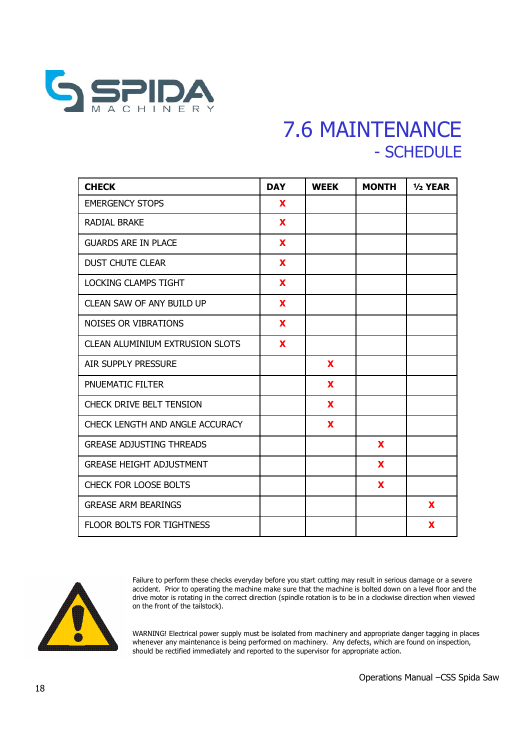# 7.6 MAINTENANCE
## - SCHEDULE

| CHECK | DAY | WEEK | MONTH | ½ YEAR |
|---|---|---|---|---|
| EMERGENCY STOPS | X | | | |
| RADIAL BRAKE | X | | | |
| GUARDS ARE IN PLACE | X | | | |
| DUST CHUTE CLEAR | X | | | |
| LOCKING CLAMPS TIGHT | X | | | |
| CLEAN SAW OF ANY BUILD UP | X | | | |
| NOISES OR VIBRATIONS | X | | | |
| CLEAN ALUMINIUM EXTRUSION SLOTS | X | | | |
| AIR SUPPLY PRESSURE | | X | | |
| PNUEMATIC FILTER | | X | | |
| CHECK DRIVE BELT TENSION | | X | | |
| CHECK LENGTH AND ANGLE ACCURACY | | X | | |
| GREASE ADJUSTING THREADS | | | X | |
| GREASE HEIGHT ADJUSTMENT | | | X | |
| CHECK FOR LOOSE BOLTS | | | X | |
| GREASE ARM BEARINGS | | | | X |
| FLOOR BOLTS FOR TIGHTNESS | | | | X |

Failure to perform these checks everyday before you start cutting may result in serious damage or a severe accident. Prior to operating the machine make sure that the machine is bolted down on a level floor and the drive motor is rotating in the correct direction (spindle rotation is to be in a clockwise direction when viewed on the front of the tailstock).

WARNING! Electrical power supply must be isolated from machinery and appropriate danger tagging in places whenever any maintenance is being performed on machinery. Any defects, which are found on inspection, should be rectified immediately and reported to the supervisor for appropriate action.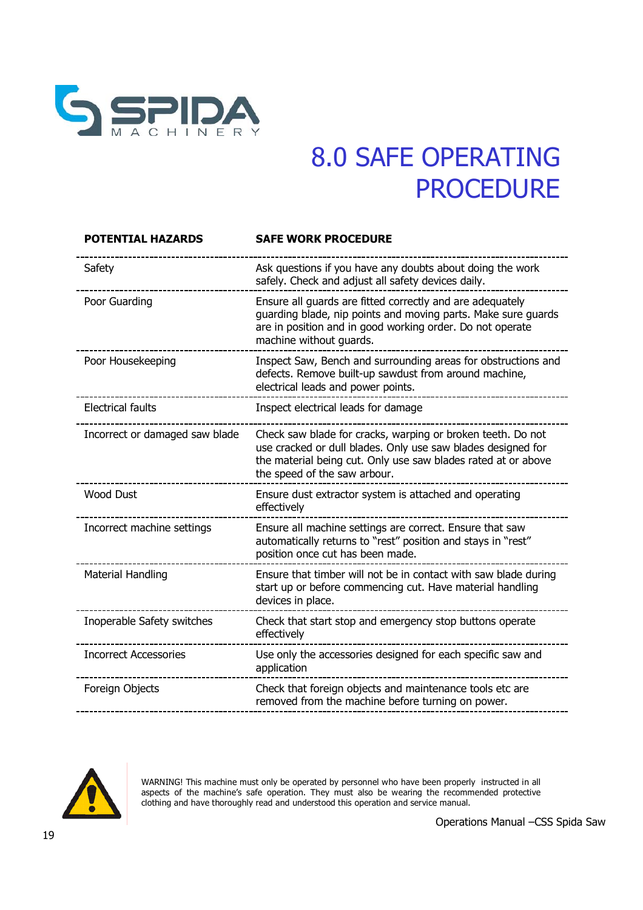# 8.0 SAFE OPERATING PROCEDURE

| POTENTIAL HAZARDS | SAFE WORK PROCEDURE |
|---|---|
| Safety | Ask questions if you have any doubts about doing the work safely. Check and adjust all safety devices daily. |
| Poor Guarding | Ensure all guards are fitted correctly and are adequately guarding blade, nip points and moving parts. Make sure guards are in position and in good working order. Do not operate machine without guards. |
| Poor Housekeeping | Inspect Saw, Bench and surrounding areas for obstructions and defects. Remove built-up sawdust from around machine, electrical leads and power points. |
| Electrical faults | Inspect electrical leads for damage |
| Incorrect or damaged saw blade | Check saw blade for cracks, warping or broken teeth. Do not use cracked or dull blades. Only use saw blades designed for the material being cut. Only use saw blades rated at or above the speed of the saw arbour. |
| Wood Dust | Ensure dust extractor system is attached and operating effectively |
| Incorrect machine settings | Ensure all machine settings are correct. Ensure that saw automatically returns to "rest" position and stays in "rest" position once cut has been made. |
| Material Handling | Ensure that timber will not be in contact with saw blade during start up or before commencing cut. Have material handling devices in place. |
| Inoperable Safety switches | Check that start stop and emergency stop buttons operate effectively |
| Incorrect Accessories | Use only the accessories designed for each specific saw and application |
| Foreign Objects | Check that foreign objects and maintenance tools etc are removed from the machine before turning on power. |

WARNING! This machine must only be operated by personnel who have been properly instructed in all aspects of the machine's safe operation. They must also be wearing the recommended protective clothing and have thoroughly read and understood this operation and service manual.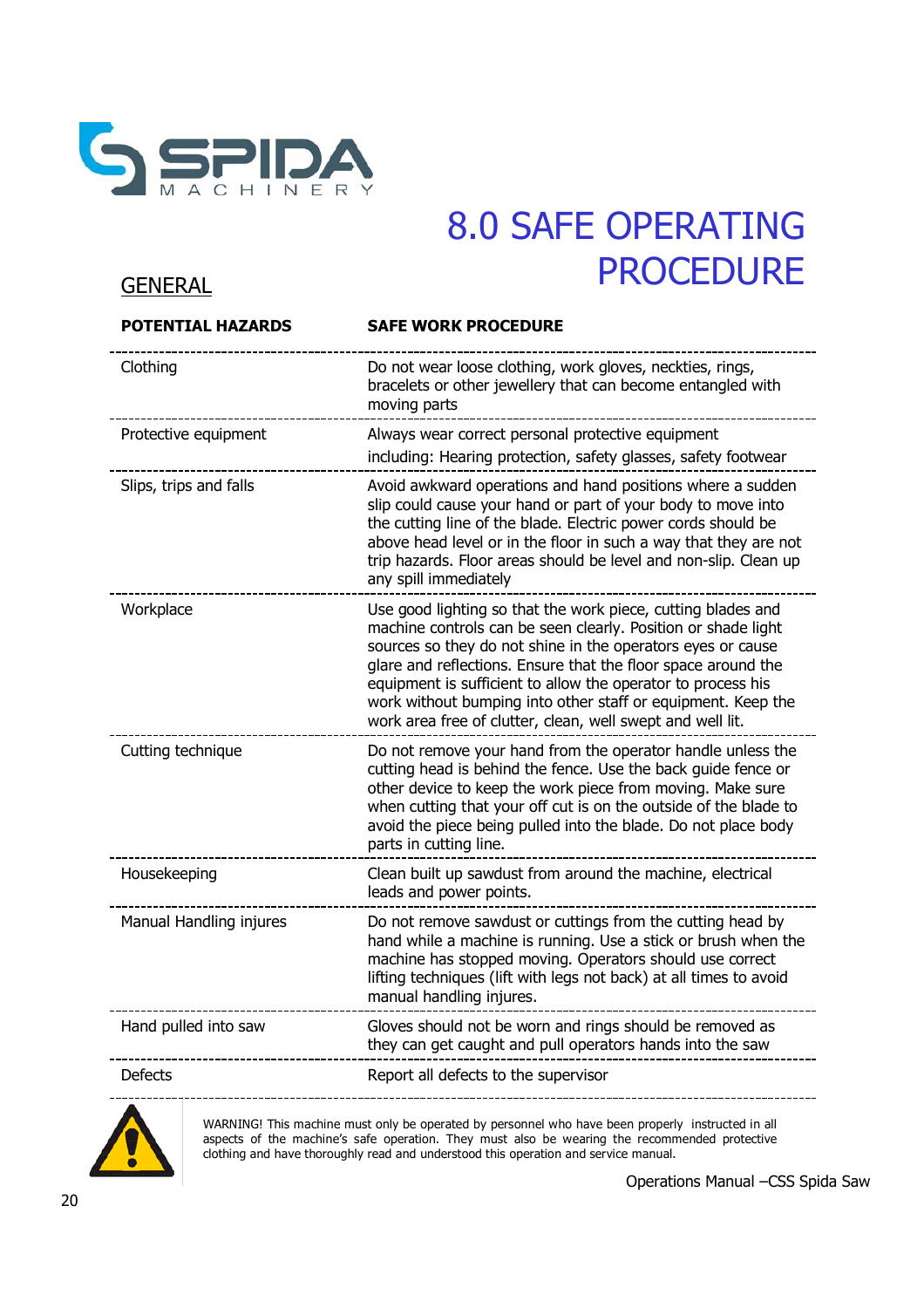# 8.0 SAFE OPERATING PROCEDURE

## GENERAL

| POTENTIAL HAZARDS | SAFE WORK PROCEDURE |
|---|---|
| Clothing | Do not wear loose clothing, work gloves, neckties, rings, bracelets or other jewellery that can become entangled with moving parts |
| Protective equipment | Always wear correct personal protective equipment including: Hearing protection, safety glasses, safety footwear |
| Slips, trips and falls | Avoid awkward operations and hand positions where a sudden slip could cause your hand or part of your body to move into the cutting line of the blade. Electric power cords should be above head level or in the floor in such a way that they are not trip hazards. Floor areas should be level and non-slip. Clean up any spill immediately |
| Workplace | Use good lighting so that the work piece, cutting blades and machine controls can be seen clearly. Position or shade light sources so they do not shine in the operators eyes or cause glare and reflections. Ensure that the floor space around the equipment is sufficient to allow the operator to process his work without bumping into other staff or equipment. Keep the work area free of clutter, clean, well swept and well lit. |
| Cutting technique | Do not remove your hand from the operator handle unless the cutting head is behind the fence. Use the back guide fence or other device to keep the work piece from moving. Make sure when cutting that your off cut is on the outside of the blade to avoid the piece being pulled into the blade. Do not place body parts in cutting line. |
| Housekeeping | Clean built up sawdust from around the machine, electrical leads and power points. |
| Manual Handling injures | Do not remove sawdust or cuttings from the cutting head by hand while a machine is running. Use a stick or brush when the machine has stopped moving. Operators should use correct lifting techniques (lift with legs not back) at all times to avoid manual handling injures. |
| Hand pulled into saw | Gloves should not be worn and rings should be removed as they can get caught and pull operators hands into the saw |
| Defects | Report all defects to the supervisor |

WARNING! This machine must only be operated by personnel who have been properly instructed in all aspects of the machine's safe operation. They must also be wearing the recommended protective clothing and have thoroughly read and understood this operation and service manual.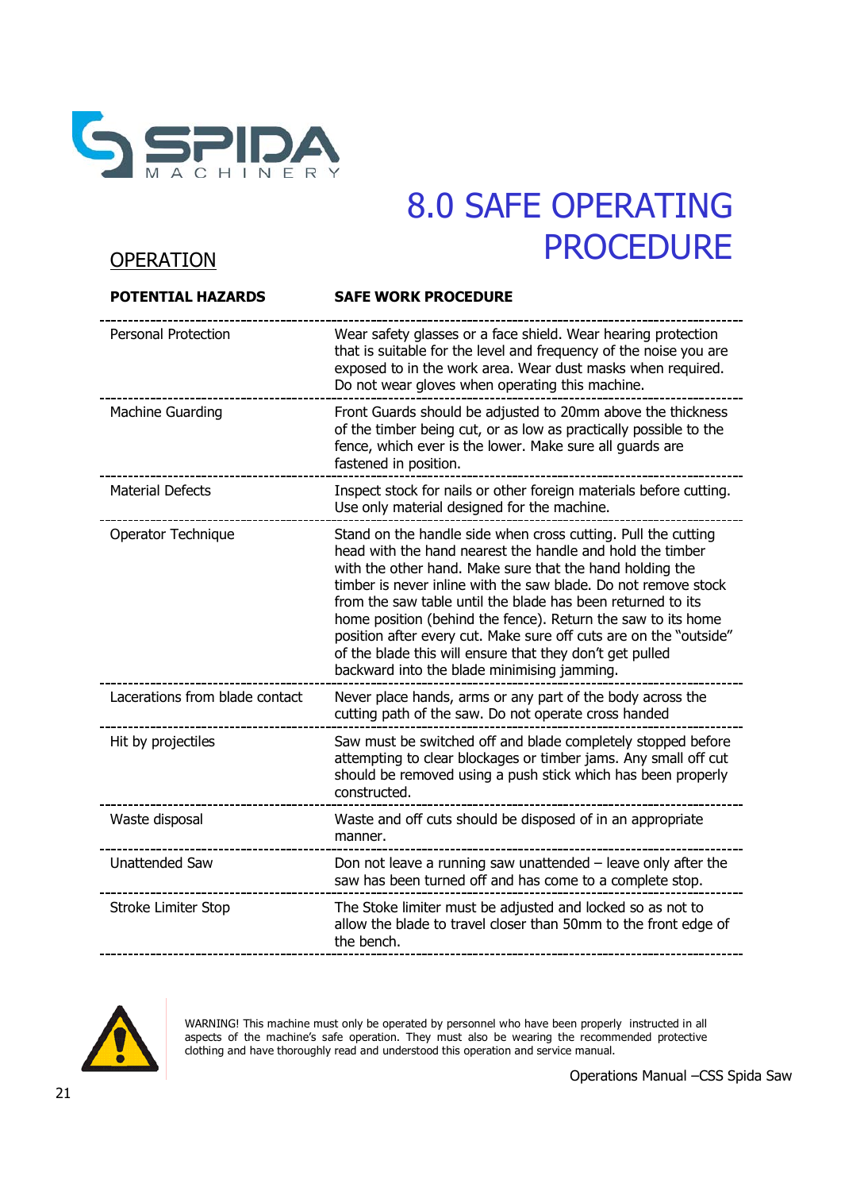# 8.0 SAFE OPERATING PROCEDURE

## OPERATION

| POTENTIAL HAZARDS | SAFE WORK PROCEDURE |
|---|---|
| Personal Protection | Wear safety glasses or a face shield. Wear hearing protection that is suitable for the level and frequency of the noise you are exposed to in the work area. Wear dust masks when required. Do not wear gloves when operating this machine. |
| Machine Guarding | Front Guards should be adjusted to 20mm above the thickness of the timber being cut, or as low as practically possible to the fence, which ever is the lower. Make sure all guards are fastened in position. |
| Material Defects | Inspect stock for nails or other foreign materials before cutting. Use only material designed for the machine. |
| Operator Technique | Stand on the handle side when cross cutting. Pull the cutting head with the hand nearest the handle and hold the timber with the other hand. Make sure that the hand holding the timber is never inline with the saw blade. Do not remove stock from the saw table until the blade has been returned to its home position (behind the fence). Return the saw to its home position after every cut. Make sure off cuts are on the "outside" of the blade this will ensure that they don't get pulled backward into the blade minimising jamming. |
| Lacerations from blade contact | Never place hands, arms or any part of the body across the cutting path of the saw. Do not operate cross handed |
| Hit by projectiles | Saw must be switched off and blade completely stopped before attempting to clear blockages or timber jams. Any small off cut should be removed using a push stick which has been properly constructed. |
| Waste disposal | Waste and off cuts should be disposed of in an appropriate manner. |
| Unattended Saw | Don not leave a running saw unattended – leave only after the saw has been turned off and has come to a complete stop. |
| Stroke Limiter Stop | The Stoke limiter must be adjusted and locked so as not to allow the blade to travel closer than 50mm to the front edge of the bench. |

WARNING! This machine must only be operated by personnel who have been properly instructed in all aspects of the machine's safe operation. They must also be wearing the recommended protective clothing and have thoroughly read and understood this operation and service manual.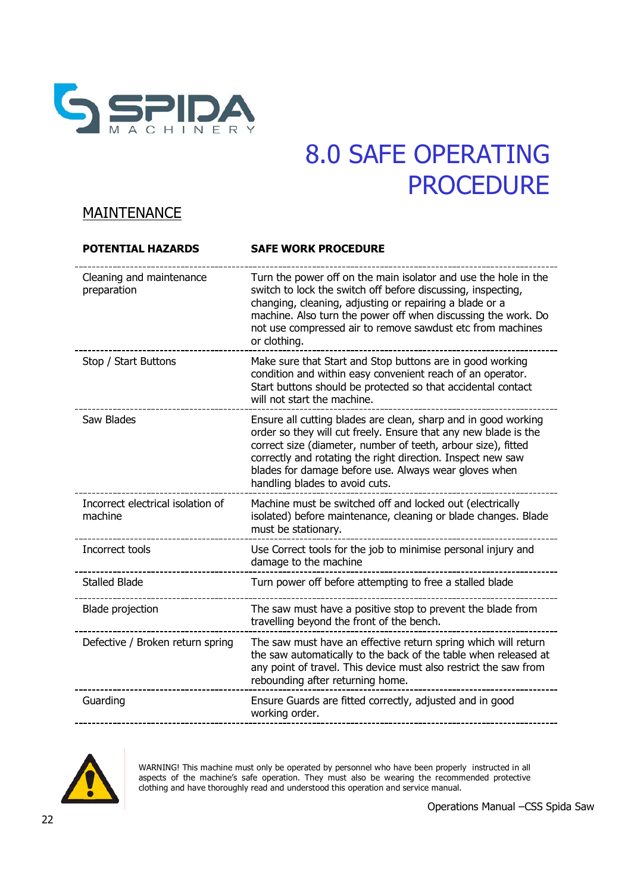# 8.0 SAFE OPERATING PROCEDURE

## MAINTENANCE

| POTENTIAL HAZARDS | SAFE WORK PROCEDURE |
|---|---|
| Cleaning and maintenance preparation | Turn the power off on the main isolator and use the hole in the switch to lock the switch off before discussing, inspecting, changing, cleaning, adjusting or repairing a blade or a machine. Also turn the power off when discussing the work. Do not use compressed air to remove sawdust etc from machines or clothing. |
| Stop / Start Buttons | Make sure that Start and Stop buttons are in good working condition and within easy convenient reach of an operator. Start buttons should be protected so that accidental contact will not start the machine. |
| Saw Blades | Ensure all cutting blades are clean, sharp and in good working order so they will cut freely. Ensure that any new blade is the correct size (diameter, number of teeth, arbour size), fitted correctly and rotating the right direction. Inspect new saw blades for damage before use. Always wear gloves when handling blades to avoid cuts. |
| Incorrect electrical isolation of machine | Machine must be switched off and locked out (electrically isolated) before maintenance, cleaning or blade changes. Blade must be stationary. |
| Incorrect tools | Use Correct tools for the job to minimise personal injury and damage to the machine |
| Stalled Blade | Turn power off before attempting to free a stalled blade |
| Blade projection | The saw must have a positive stop to prevent the blade from travelling beyond the front of the bench. |
| Defective / Broken return spring | The saw must have an effective return spring which will return the saw automatically to the back of the table when released at any point of travel. This device must also restrict the saw from rebounding after returning home. |
| Guarding | Ensure Guards are fitted correctly, adjusted and in good working order. |

WARNING! This machine must only be operated by personnel who have been properly instructed in all aspects of the machine's safe operation. They must also be wearing the recommended protective clothing and have thoroughly read and understood this operation and service manual.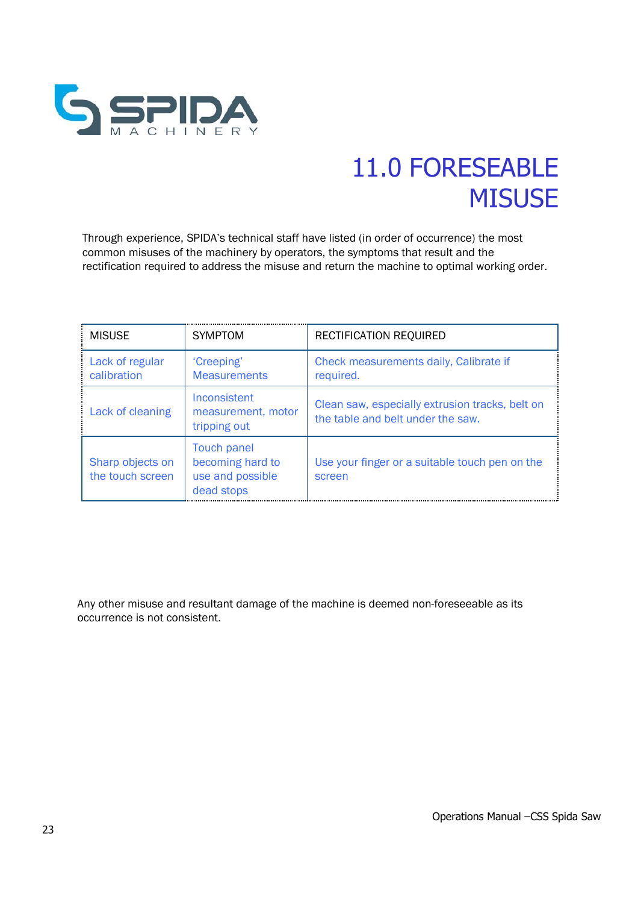# 11.0 FORESEEABLE MISUSE

Through experience, SPIDA's technical staff have listed (in order of occurrence) the most common misuses of the machinery by operators, the symptoms that result and the rectification required to address the misuse and return the machine to optimal working order.

| MISUSE | SYMPTOM | RECTIFICATION REQUIRED |
|---|---|---|
| Lack of regular calibration | 'Creeping' Measurements | Check measurements daily, Calibrate if required. |
| Lack of cleaning | Inconsistent measurement, motor tripping out | Clean saw, especially extrusion tracks, belt on the table and belt under the saw. |
| Sharp objects on the touch screen | Touch panel becoming hard to use and possible dead stops | Use your finger or a suitable touch pen on the screen |

Any other misuse and resultant damage of the machine is deemed non-foreseeable as its occurrence is not consistent.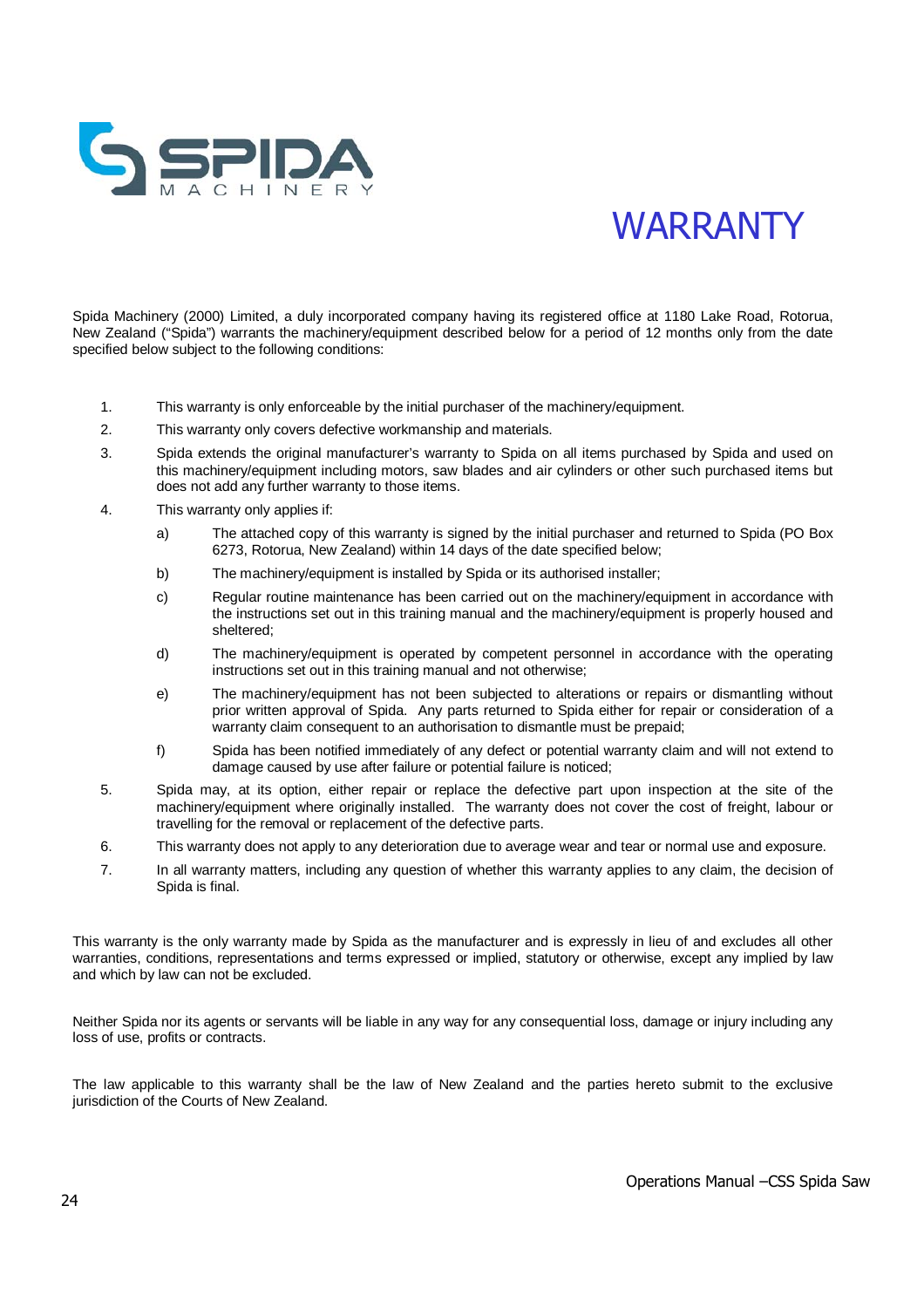# WARRANTY

Spida Machinery (2000) Limited, a duly incorporated company having its registered office at 1180 Lake Road, Rotorua, New Zealand ("Spida") warrants the machinery/equipment described below for a period of 12 months only from the date specified below subject to the following conditions:

1. This warranty is only enforceable by the initial purchaser of the machinery/equipment.
2. This warranty only covers defective workmanship and materials.
3. Spida extends the original manufacturer's warranty to Spida on all items purchased by Spida and used on this machinery/equipment including motors, saw blades and air cylinders or other such purchased items but does not add any further warranty to those items.
4. This warranty only applies if:
   a) The attached copy of this warranty is signed by the initial purchaser and returned to Spida (PO Box 6273, Rotorua, New Zealand) within 14 days of the date specified below;
   b) The machinery/equipment is installed by Spida or its authorised installer;
   c) Regular routine maintenance has been carried out on the machinery/equipment in accordance with the instructions set out in this training manual and the machinery/equipment is properly housed and sheltered;
   d) The machinery/equipment is operated by competent personnel in accordance with the operating instructions set out in this training manual and not otherwise;
   e) The machinery/equipment has not been subjected to alterations or repairs or dismantling without prior written approval of Spida. Any parts returned to Spida either for repair or consideration of a warranty claim consequent to an authorisation to dismantle must be prepaid;
   f) Spida has been notified immediately of any defect or potential warranty claim and will not extend to damage caused by use after failure or potential failure is noticed;
5. Spida may, at its option, either repair or replace the defective part upon inspection at the site of the machinery/equipment where originally installed. The warranty does not cover the cost of freight, labour or travelling for the removal or replacement of the defective parts.
6. This warranty does not apply to any deterioration due to average wear and tear or normal use and exposure.
7. In all warranty matters, including any question of whether this warranty applies to any claim, the decision of Spida is final.

This warranty is the only warranty made by Spida as the manufacturer and is expressly in lieu of and excludes all other warranties, conditions, representations and terms expressed or implied, statutory or otherwise, except any implied by law and which by law can not be excluded.

Neither Spida nor its agents or servants will be liable in any way for any consequential loss, damage or injury including any loss of use, profits or contracts.

The law applicable to this warranty shall be the law of New Zealand and the parties hereto submit to the exclusive jurisdiction of the Courts of New Zealand.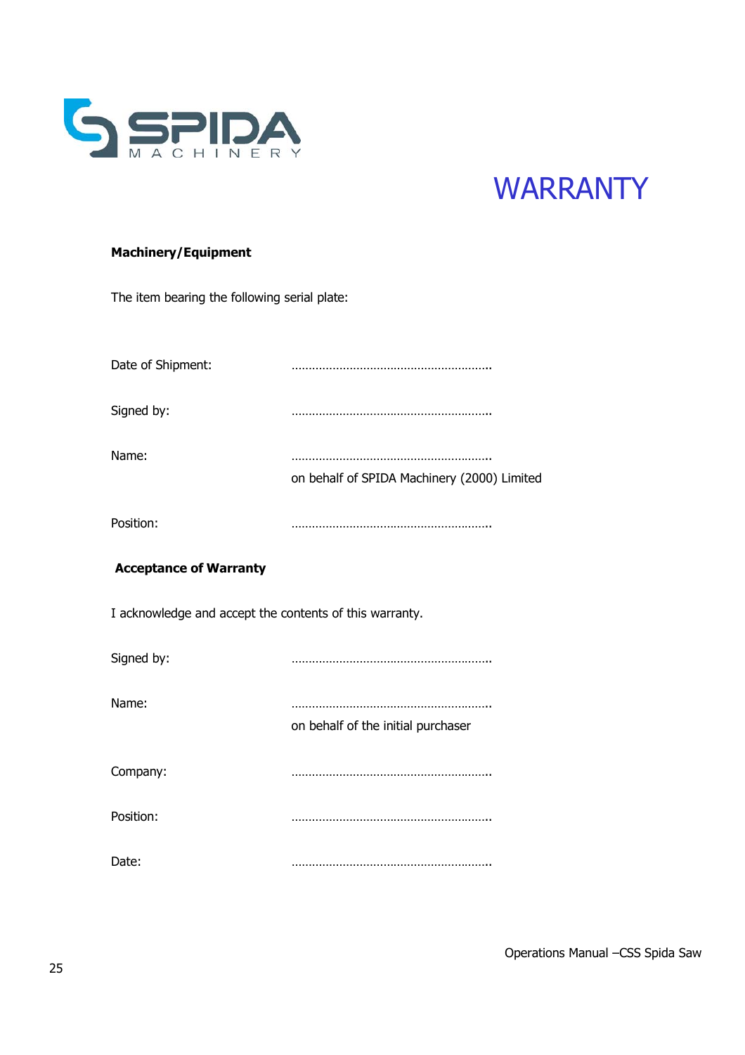SPIDA MACHINERY

# WARRANTY

**Machinery/Equipment**

The item bearing the following serial plate:

Date of Shipment: ……………………………………………………..

Signed by: ……………………………………………………..

Name: ……………………………………………………..
on behalf of SPIDA Machinery (2000) Limited

Position: ……………………………………………………..

**Acceptance of Warranty**

I acknowledge and accept the contents of this warranty.

Signed by: ……………………………………………………..

Name: ……………………………………………………..
on behalf of the initial purchaser

Company: ……………………………………………………..

Position: ……………………………………………………..

Date: ……………………………………………………..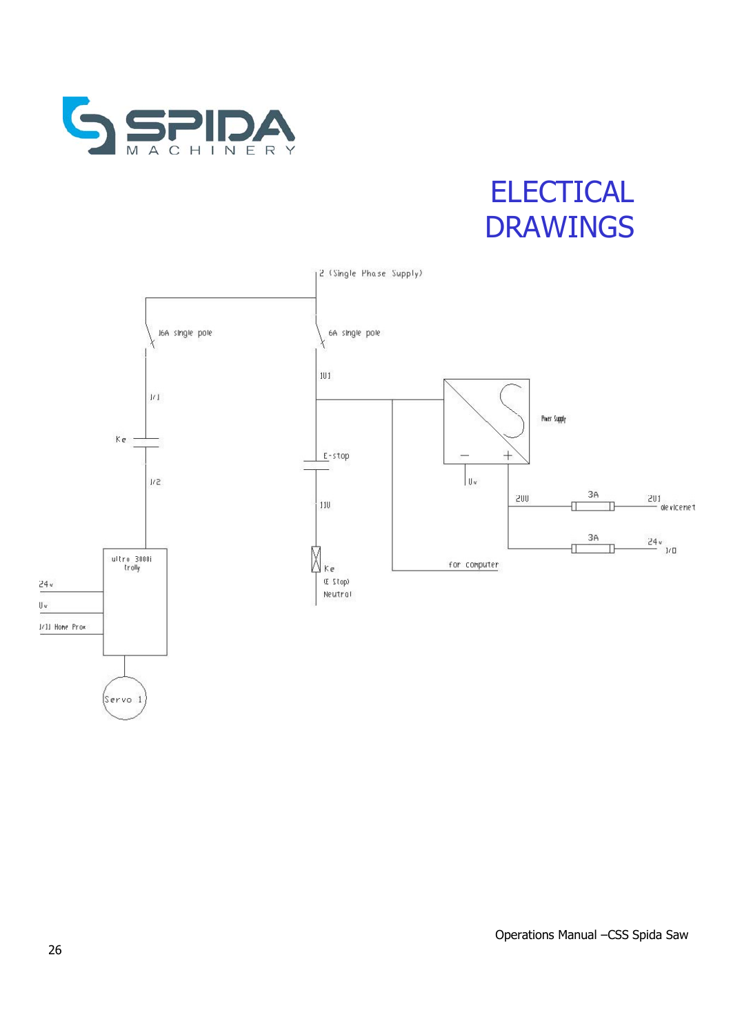# ELECTICAL DRAWINGS

2 (Single Phase Supply)

16A single pole

6A single pole

1U1

1/1

Ke

E-stop

Power Supply

Uv

1/2

11U

200

3A

201 devicenet

3A

24v I/O

ultra 3000i trolly

Ke (E Stop) Neutral

for computer

24v

Uv

1/11 Home Prox

Servo 1

Operations Manual –CSS Spida Saw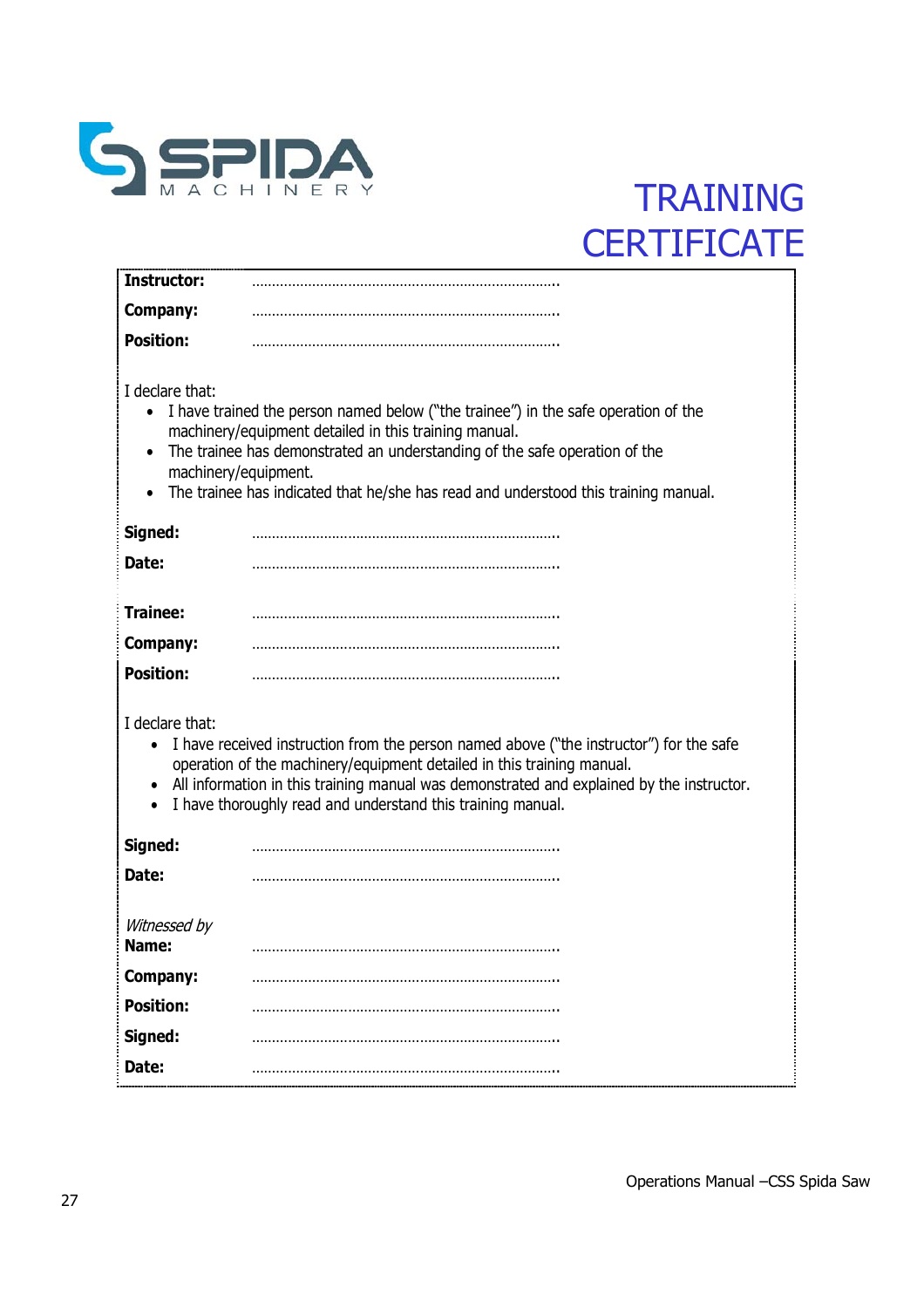SPIDA MACHINERY

# TRAINING CERTIFICATE

**Instructor:** …………………………………………………………………..

**Company:** …………………………………………………………………..

**Position:** …………………………………………………………………..

I declare that:

- I have trained the person named below ("the trainee") in the safe operation of the machinery/equipment detailed in this training manual.
- The trainee has demonstrated an understanding of the safe operation of the machinery/equipment.
- The trainee has indicated that he/she has read and understood this training manual.

**Signed:** …………………………………………………………………..

**Date:** …………………………………………………………………..

**Trainee:** …………………………………………………………………..

**Company:** …………………………………………………………………..

**Position:** …………………………………………………………………..

I declare that:

- I have received instruction from the person named above ("the instructor") for the safe operation of the machinery/equipment detailed in this training manual.
- All information in this training manual was demonstrated and explained by the instructor.
- I have thoroughly read and understand this training manual.

**Signed:** …………………………………………………………………..

**Date:** …………………………………………………………………..

*Witnessed by*
**Name:** …………………………………………………………………..

**Company:** …………………………………………………………………..

**Position:** …………………………………………………………………..

**Signed:** …………………………………………………………………..

**Date:** …………………………………………………………………..